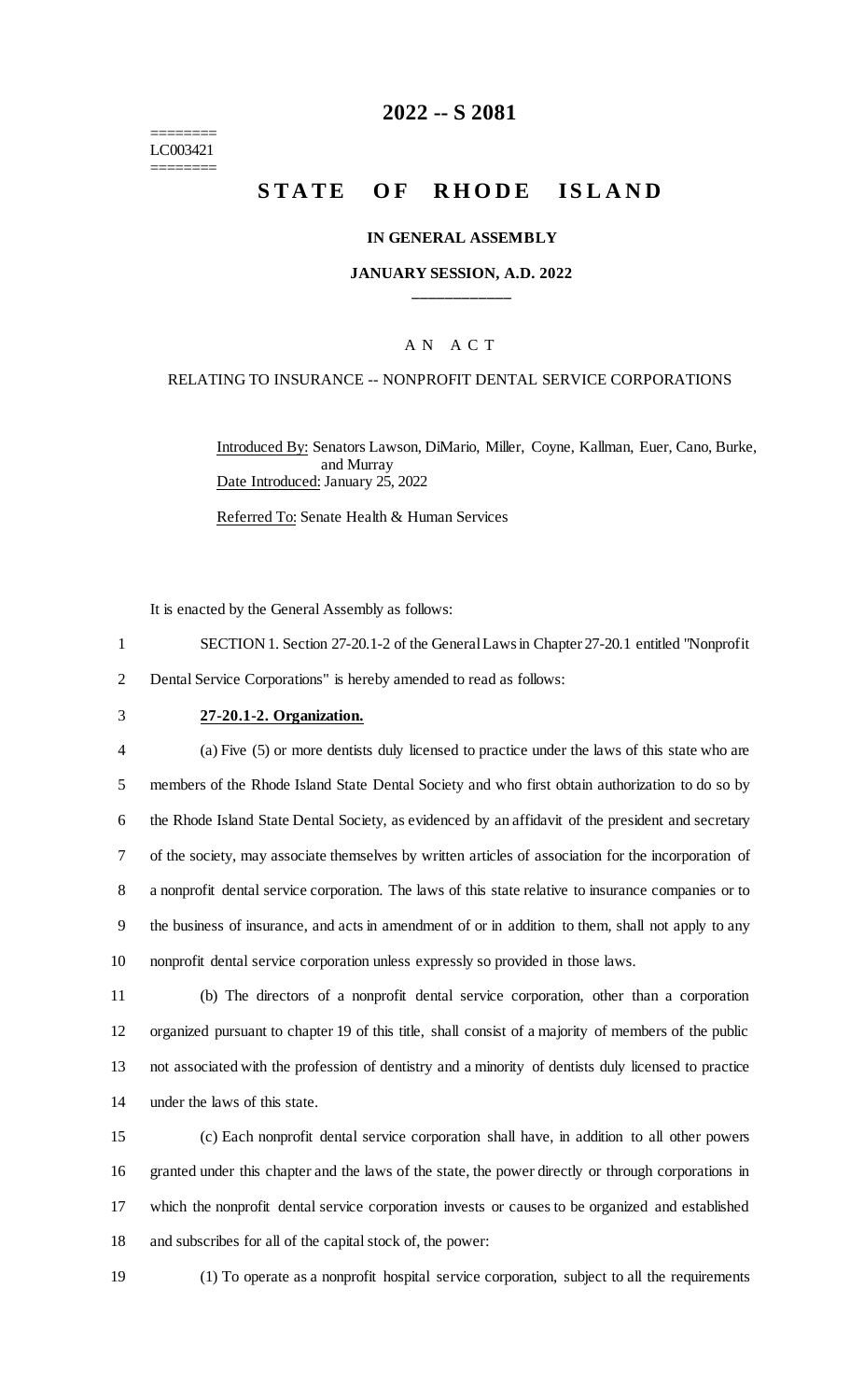========
LC003421
========

# 2022 -- S 2081

# STATE OF RHODE ISLAND

**IN GENERAL ASSEMBLY**

**JANUARY SESSION, A.D. 2022**

\_\_\_\_\_\_\_\_\_\_\_\_

A N A C T

RELATING TO INSURANCE -- NONPROFIT DENTAL SERVICE CORPORATIONS

Introduced By: Senators Lawson, DiMario, Miller, Coyne, Kallman, Euer, Cano, Burke, and Murray

Date Introduced: January 25, 2022

Referred To: Senate Health & Human Services

It is enacted by the General Assembly as follows:

1 SECTION 1. Section 27-20.1-2 of the General Laws in Chapter 27-20.1 entitled "Nonprofit
2 Dental Service Corporations" is hereby amended to read as follows:

3 **27-20.1-2. Organization.**

4 (a) Five (5) or more dentists duly licensed to practice under the laws of this state who are
5 members of the Rhode Island State Dental Society and who first obtain authorization to do so by
6 the Rhode Island State Dental Society, as evidenced by an affidavit of the president and secretary
7 of the society, may associate themselves by written articles of association for the incorporation of
8 a nonprofit dental service corporation. The laws of this state relative to insurance companies or to
9 the business of insurance, and acts in amendment of or in addition to them, shall not apply to any
10 nonprofit dental service corporation unless expressly so provided in those laws.

11 (b) The directors of a nonprofit dental service corporation, other than a corporation
12 organized pursuant to chapter 19 of this title, shall consist of a majority of members of the public
13 not associated with the profession of dentistry and a minority of dentists duly licensed to practice
14 under the laws of this state.

15 (c) Each nonprofit dental service corporation shall have, in addition to all other powers
16 granted under this chapter and the laws of the state, the power directly or through corporations in
17 which the nonprofit dental service corporation invests or causes to be organized and established
18 and subscribes for all of the capital stock of, the power:

19 (1) To operate as a nonprofit hospital service corporation, subject to all the requirements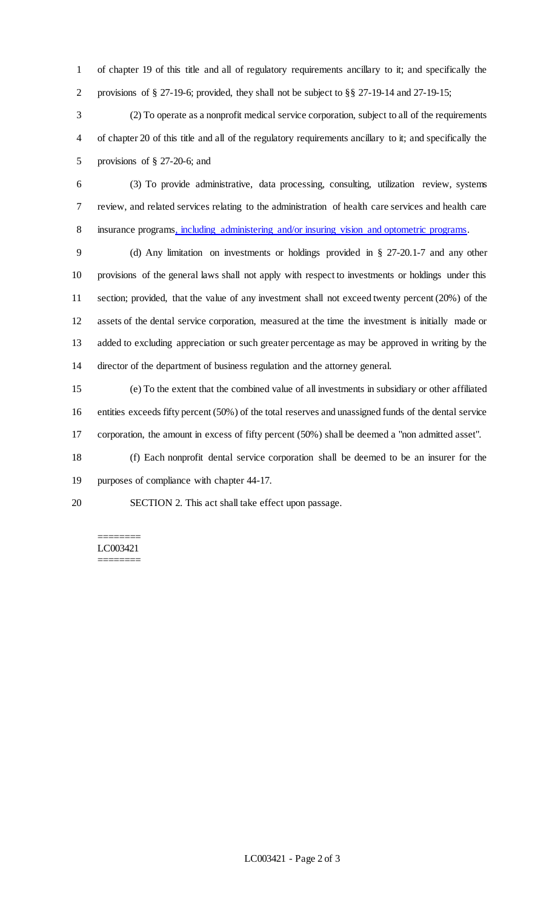of chapter 19 of this title and all of regulatory requirements ancillary to it; and specifically the provisions of § 27-19-6; provided, they shall not be subject to §§ 27-19-14 and 27-19-15;

(2) To operate as a nonprofit medical service corporation, subject to all of the requirements of chapter 20 of this title and all of the regulatory requirements ancillary to it; and specifically the provisions of § 27-20-6; and

(3) To provide administrative, data processing, consulting, utilization review, systems review, and related services relating to the administration of health care services and health care insurance programs, including administering and/or insuring vision and optometric programs.

(d) Any limitation on investments or holdings provided in § 27-20.1-7 and any other provisions of the general laws shall not apply with respect to investments or holdings under this section; provided, that the value of any investment shall not exceed twenty percent (20%) of the assets of the dental service corporation, measured at the time the investment is initially made or added to excluding appreciation or such greater percentage as may be approved in writing by the director of the department of business regulation and the attorney general.

(e) To the extent that the combined value of all investments in subsidiary or other affiliated entities exceeds fifty percent (50%) of the total reserves and unassigned funds of the dental service corporation, the amount in excess of fifty percent (50%) shall be deemed a "non admitted asset".

(f) Each nonprofit dental service corporation shall be deemed to be an insurer for the purposes of compliance with chapter 44-17.

SECTION 2. This act shall take effect upon passage.

========
LC003421
========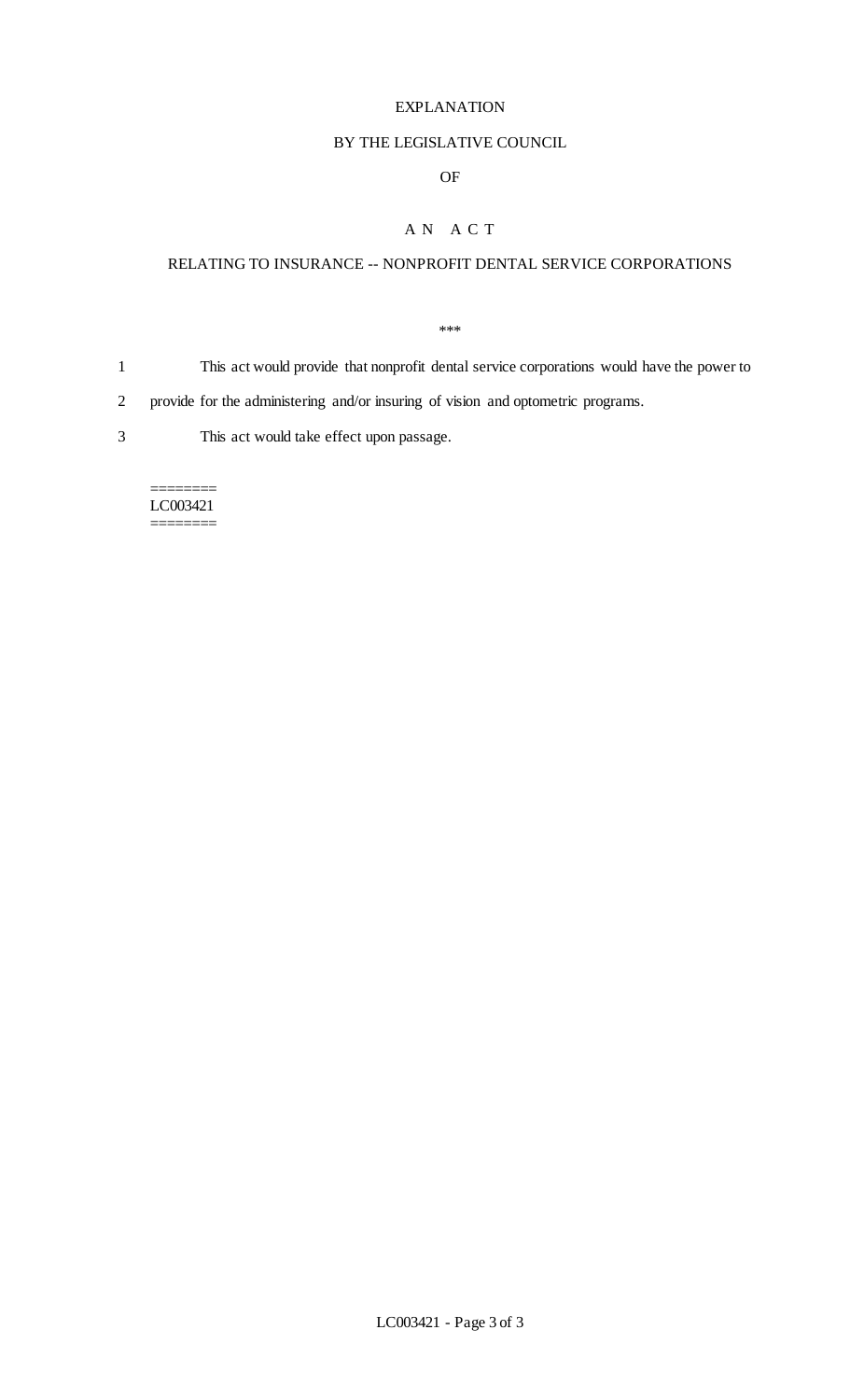EXPLANATION

BY THE LEGISLATIVE COUNCIL

OF

A N   A C T

RELATING TO INSURANCE -- NONPROFIT DENTAL SERVICE CORPORATIONS

\*\*\*

1 This act would provide that nonprofit dental service corporations would have the power to

2 provide for the administering and/or insuring of vision and optometric programs.

3 This act would take effect upon passage.

========
LC003421
========